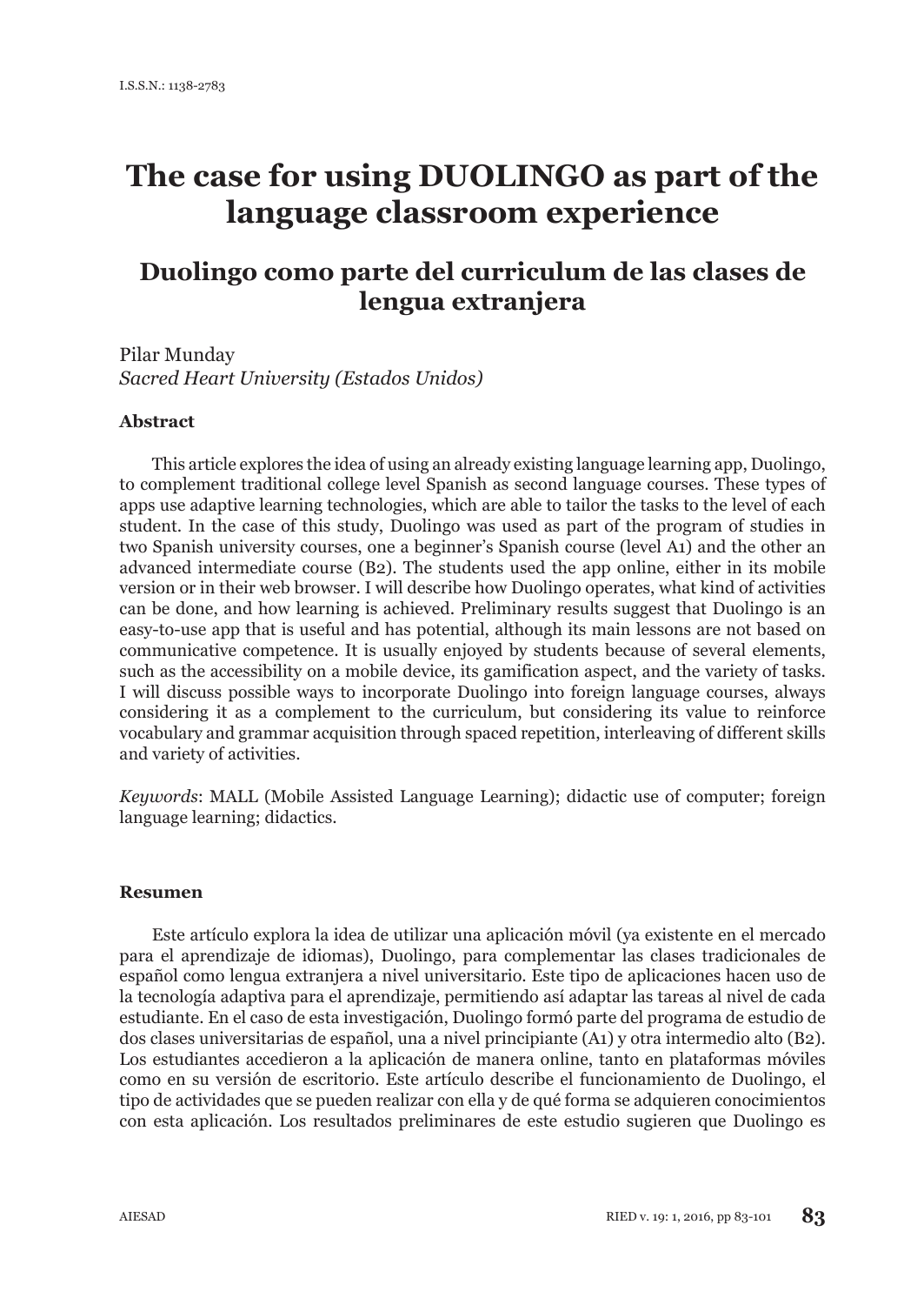I.S.S.N.: 1138-2783

# The case for using DUOLINGO as part of the language classroom experience

## Duolingo como parte del curriculum de las clases de lengua extranjera

Pilar Munday
*Sacred Heart University (Estados Unidos)*

### Abstract

This article explores the idea of using an already existing language learning app, Duolingo, to complement traditional college level Spanish as second language courses. These types of apps use adaptive learning technologies, which are able to tailor the tasks to the level of each student. In the case of this study, Duolingo was used as part of the program of studies in two Spanish university courses, one a beginner's Spanish course (level A1) and the other an advanced intermediate course (B2). The students used the app online, either in its mobile version or in their web browser. I will describe how Duolingo operates, what kind of activities can be done, and how learning is achieved. Preliminary results suggest that Duolingo is an easy-to-use app that is useful and has potential, although its main lessons are not based on communicative competence. It is usually enjoyed by students because of several elements, such as the accessibility on a mobile device, its gamification aspect, and the variety of tasks. I will discuss possible ways to incorporate Duolingo into foreign language courses, always considering it as a complement to the curriculum, but considering its value to reinforce vocabulary and grammar acquisition through spaced repetition, interleaving of different skills and variety of activities.

*Keywords*: MALL (Mobile Assisted Language Learning); didactic use of computer; foreign language learning; didactics.

### Resumen

Este artículo explora la idea de utilizar una aplicación móvil (ya existente en el mercado para el aprendizaje de idiomas), Duolingo, para complementar las clases tradicionales de español como lengua extranjera a nivel universitario. Este tipo de aplicaciones hacen uso de la tecnología adaptiva para el aprendizaje, permitiendo así adaptar las tareas al nivel de cada estudiante. En el caso de esta investigación, Duolingo formó parte del programa de estudio de dos clases universitarias de español, una a nivel principiante (A1) y otra intermedio alto (B2). Los estudiantes accedieron a la aplicación de manera online, tanto en plataformas móviles como en su versión de escritorio. Este artículo describe el funcionamiento de Duolingo, el tipo de actividades que se pueden realizar con ella y de qué forma se adquieren conocimientos con esta aplicación. Los resultados preliminares de este estudio sugieren que Duolingo es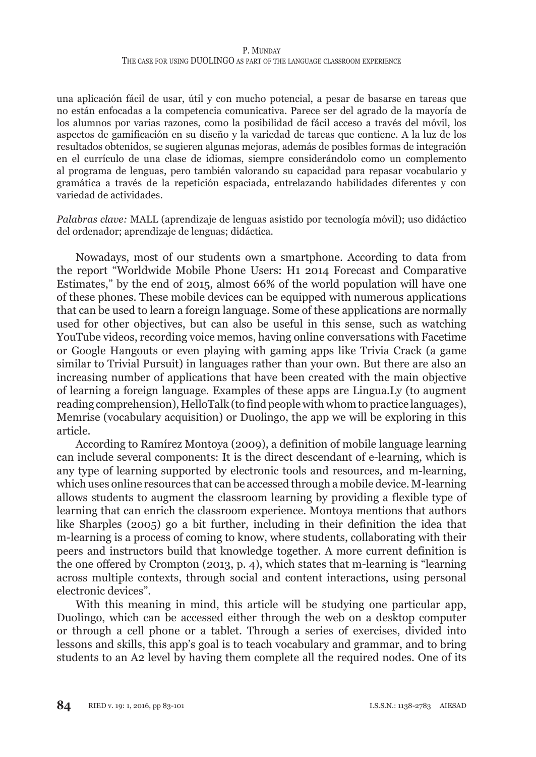una aplicación fácil de usar, útil y con mucho potencial, a pesar de basarse en tareas que no están enfocadas a la competencia comunicativa. Parece ser del agrado de la mayoría de los alumnos por varias razones, como la posibilidad de fácil acceso a través del móvil, los aspectos de gamificación en su diseño y la variedad de tareas que contiene. A la luz de los resultados obtenidos, se sugieren algunas mejoras, además de posibles formas de integración en el currículo de una clase de idiomas, siempre considerándolo como un complemento al programa de lenguas, pero también valorando su capacidad para repasar vocabulario y gramática a través de la repetición espaciada, entrelazando habilidades diferentes y con variedad de actividades.

*Palabras clave:* MALL (aprendizaje de lenguas asistido por tecnología móvil); uso didáctico del ordenador; aprendizaje de lenguas; didáctica.

Nowadays, most of our students own a smartphone. According to data from the report "Worldwide Mobile Phone Users: H1 2014 Forecast and Comparative Estimates," by the end of 2015, almost 66% of the world population will have one of these phones. These mobile devices can be equipped with numerous applications that can be used to learn a foreign language. Some of these applications are normally used for other objectives, but can also be useful in this sense, such as watching YouTube videos, recording voice memos, having online conversations with Facetime or Google Hangouts or even playing with gaming apps like Trivia Crack (a game similar to Trivial Pursuit) in languages rather than your own. But there are also an increasing number of applications that have been created with the main objective of learning a foreign language. Examples of these apps are Lingua.Ly (to augment reading comprehension), HelloTalk (to find people with whom to practice languages), Memrise (vocabulary acquisition) or Duolingo, the app we will be exploring in this article.

According to Ramírez Montoya (2009), a definition of mobile language learning can include several components: It is the direct descendant of e-learning, which is any type of learning supported by electronic tools and resources, and m-learning, which uses online resources that can be accessed through a mobile device. M-learning allows students to augment the classroom learning by providing a flexible type of learning that can enrich the classroom experience. Montoya mentions that authors like Sharples (2005) go a bit further, including in their definition the idea that m-learning is a process of coming to know, where students, collaborating with their peers and instructors build that knowledge together. A more current definition is the one offered by Crompton (2013, p. 4), which states that m-learning is "learning across multiple contexts, through social and content interactions, using personal electronic devices".

With this meaning in mind, this article will be studying one particular app, Duolingo, which can be accessed either through the web on a desktop computer or through a cell phone or a tablet. Through a series of exercises, divided into lessons and skills, this app's goal is to teach vocabulary and grammar, and to bring students to an A2 level by having them complete all the required nodes. One of its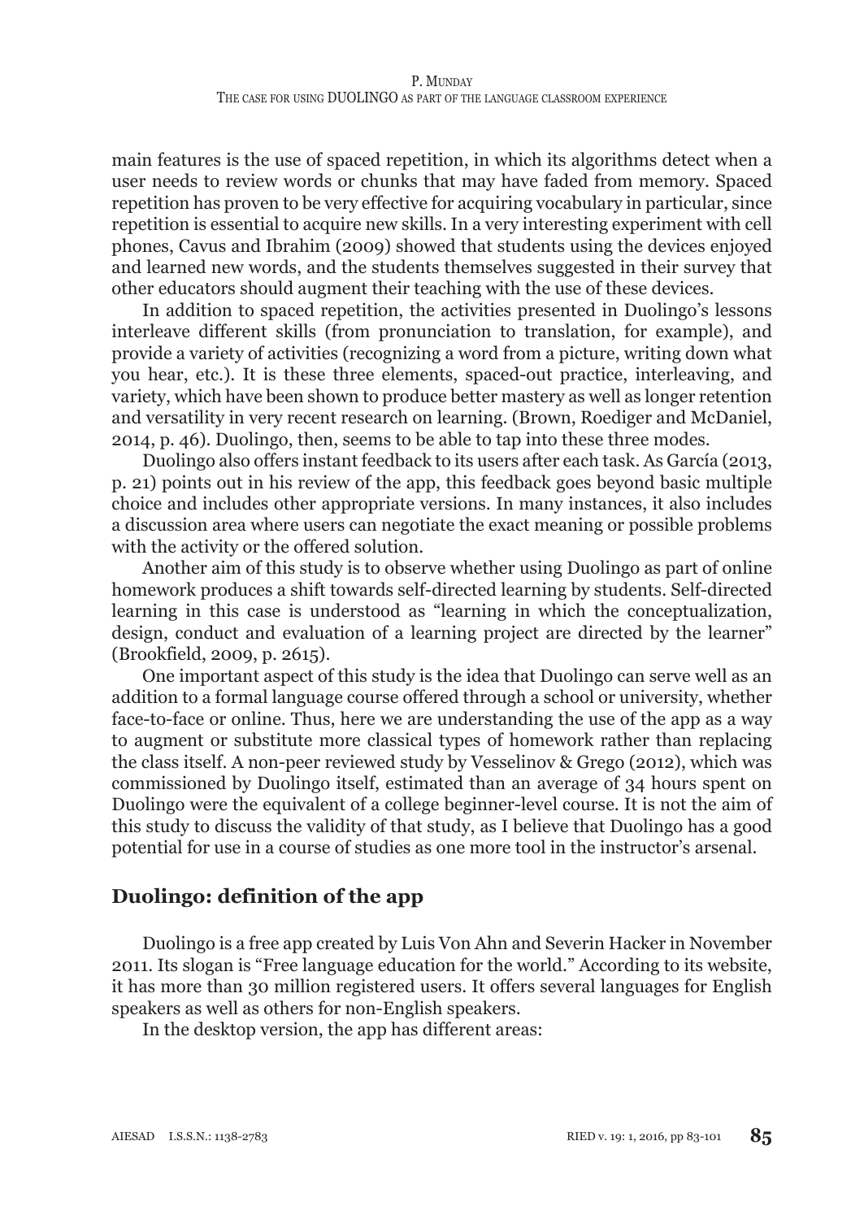main features is the use of spaced repetition, in which its algorithms detect when a user needs to review words or chunks that may have faded from memory. Spaced repetition has proven to be very effective for acquiring vocabulary in particular, since repetition is essential to acquire new skills. In a very interesting experiment with cell phones, Cavus and Ibrahim (2009) showed that students using the devices enjoyed and learned new words, and the students themselves suggested in their survey that other educators should augment their teaching with the use of these devices.

In addition to spaced repetition, the activities presented in Duolingo's lessons interleave different skills (from pronunciation to translation, for example), and provide a variety of activities (recognizing a word from a picture, writing down what you hear, etc.). It is these three elements, spaced-out practice, interleaving, and variety, which have been shown to produce better mastery as well as longer retention and versatility in very recent research on learning. (Brown, Roediger and McDaniel, 2014, p. 46). Duolingo, then, seems to be able to tap into these three modes.

Duolingo also offers instant feedback to its users after each task. As García (2013, p. 21) points out in his review of the app, this feedback goes beyond basic multiple choice and includes other appropriate versions. In many instances, it also includes a discussion area where users can negotiate the exact meaning or possible problems with the activity or the offered solution.

Another aim of this study is to observe whether using Duolingo as part of online homework produces a shift towards self-directed learning by students. Self-directed learning in this case is understood as "learning in which the conceptualization, design, conduct and evaluation of a learning project are directed by the learner" (Brookfield, 2009, p. 2615).

One important aspect of this study is the idea that Duolingo can serve well as an addition to a formal language course offered through a school or university, whether face-to-face or online. Thus, here we are understanding the use of the app as a way to augment or substitute more classical types of homework rather than replacing the class itself. A non-peer reviewed study by Vesselinov & Grego (2012), which was commissioned by Duolingo itself, estimated than an average of 34 hours spent on Duolingo were the equivalent of a college beginner-level course. It is not the aim of this study to discuss the validity of that study, as I believe that Duolingo has a good potential for use in a course of studies as one more tool in the instructor's arsenal.

## Duolingo: definition of the app

Duolingo is a free app created by Luis Von Ahn and Severin Hacker in November 2011. Its slogan is "Free language education for the world." According to its website, it has more than 30 million registered users. It offers several languages for English speakers as well as others for non-English speakers.

In the desktop version, the app has different areas: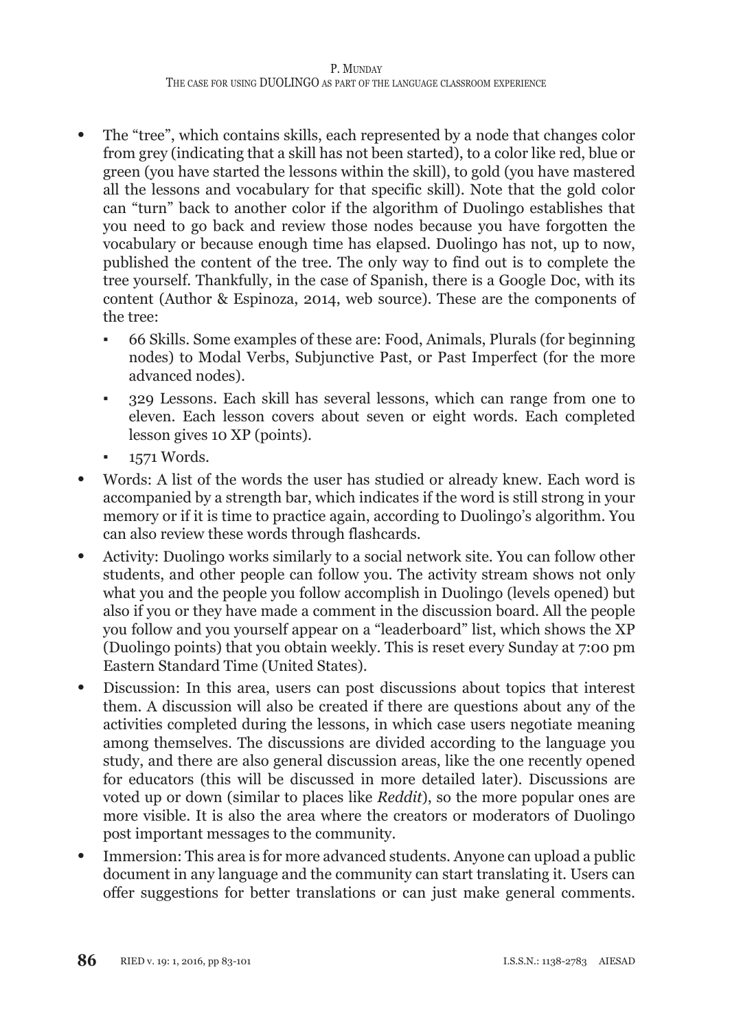- The "tree", which contains skills, each represented by a node that changes color from grey (indicating that a skill has not been started), to a color like red, blue or green (you have started the lessons within the skill), to gold (you have mastered all the lessons and vocabulary for that specific skill). Note that the gold color can "turn" back to another color if the algorithm of Duolingo establishes that you need to go back and review those nodes because you have forgotten the vocabulary or because enough time has elapsed. Duolingo has not, up to now, published the content of the tree. The only way to find out is to complete the tree yourself. Thankfully, in the case of Spanish, there is a Google Doc, with its content (Author & Espinoza, 2014, web source). These are the components of the tree:
  - 66 Skills. Some examples of these are: Food, Animals, Plurals (for beginning nodes) to Modal Verbs, Subjunctive Past, or Past Imperfect (for the more advanced nodes).
  - 329 Lessons. Each skill has several lessons, which can range from one to eleven. Each lesson covers about seven or eight words. Each completed lesson gives 10 XP (points).
  - 1571 Words.
- Words: A list of the words the user has studied or already knew. Each word is accompanied by a strength bar, which indicates if the word is still strong in your memory or if it is time to practice again, according to Duolingo's algorithm. You can also review these words through flashcards.
- Activity: Duolingo works similarly to a social network site. You can follow other students, and other people can follow you. The activity stream shows not only what you and the people you follow accomplish in Duolingo (levels opened) but also if you or they have made a comment in the discussion board. All the people you follow and you yourself appear on a "leaderboard" list, which shows the XP (Duolingo points) that you obtain weekly. This is reset every Sunday at 7:00 pm Eastern Standard Time (United States).
- Discussion: In this area, users can post discussions about topics that interest them. A discussion will also be created if there are questions about any of the activities completed during the lessons, in which case users negotiate meaning among themselves. The discussions are divided according to the language you study, and there are also general discussion areas, like the one recently opened for educators (this will be discussed in more detailed later). Discussions are voted up or down (similar to places like *Reddit*), so the more popular ones are more visible. It is also the area where the creators or moderators of Duolingo post important messages to the community.
- Immersion: This area is for more advanced students. Anyone can upload a public document in any language and the community can start translating it. Users can offer suggestions for better translations or can just make general comments.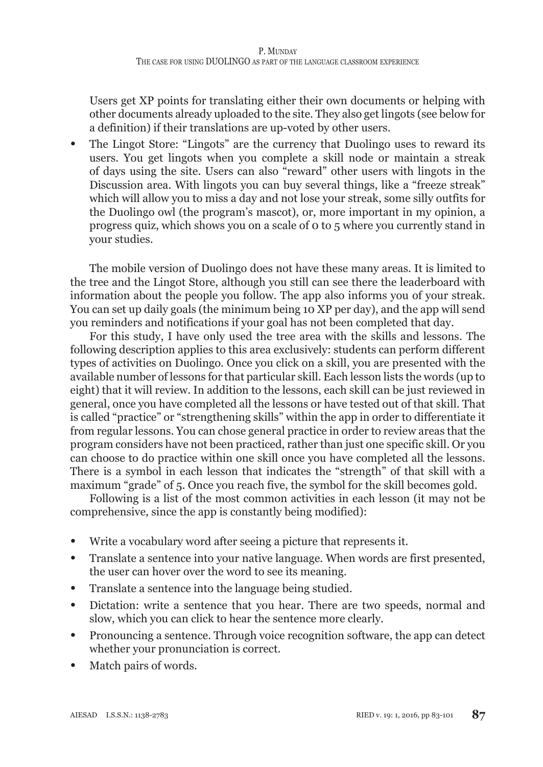Users get XP points for translating either their own documents or helping with other documents already uploaded to the site. They also get lingots (see below for a definition) if their translations are up-voted by other users.

- The Lingot Store: “Lingots” are the currency that Duolingo uses to reward its users. You get lingots when you complete a skill node or maintain a streak of days using the site. Users can also “reward” other users with lingots in the Discussion area. With lingots you can buy several things, like a “freeze streak” which will allow you to miss a day and not lose your streak, some silly outfits for the Duolingo owl (the program’s mascot), or, more important in my opinion, a progress quiz, which shows you on a scale of 0 to 5 where you currently stand in your studies.

The mobile version of Duolingo does not have these many areas. It is limited to the tree and the Lingot Store, although you still can see there the leaderboard with information about the people you follow. The app also informs you of your streak. You can set up daily goals (the minimum being 10 XP per day), and the app will send you reminders and notifications if your goal has not been completed that day.

For this study, I have only used the tree area with the skills and lessons. The following description applies to this area exclusively: students can perform different types of activities on Duolingo. Once you click on a skill, you are presented with the available number of lessons for that particular skill. Each lesson lists the words (up to eight) that it will review. In addition to the lessons, each skill can be just reviewed in general, once you have completed all the lessons or have tested out of that skill. That is called “practice” or “strengthening skills” within the app in order to differentiate it from regular lessons. You can chose general practice in order to review areas that the program considers have not been practiced, rather than just one specific skill. Or you can choose to do practice within one skill once you have completed all the lessons. There is a symbol in each lesson that indicates the “strength” of that skill with a maximum “grade” of 5. Once you reach five, the symbol for the skill becomes gold.

Following is a list of the most common activities in each lesson (it may not be comprehensive, since the app is constantly being modified):

- Write a vocabulary word after seeing a picture that represents it.
- Translate a sentence into your native language. When words are first presented, the user can hover over the word to see its meaning.
- Translate a sentence into the language being studied.
- Dictation: write a sentence that you hear. There are two speeds, normal and slow, which you can click to hear the sentence more clearly.
- Pronouncing a sentence. Through voice recognition software, the app can detect whether your pronunciation is correct.
- Match pairs of words.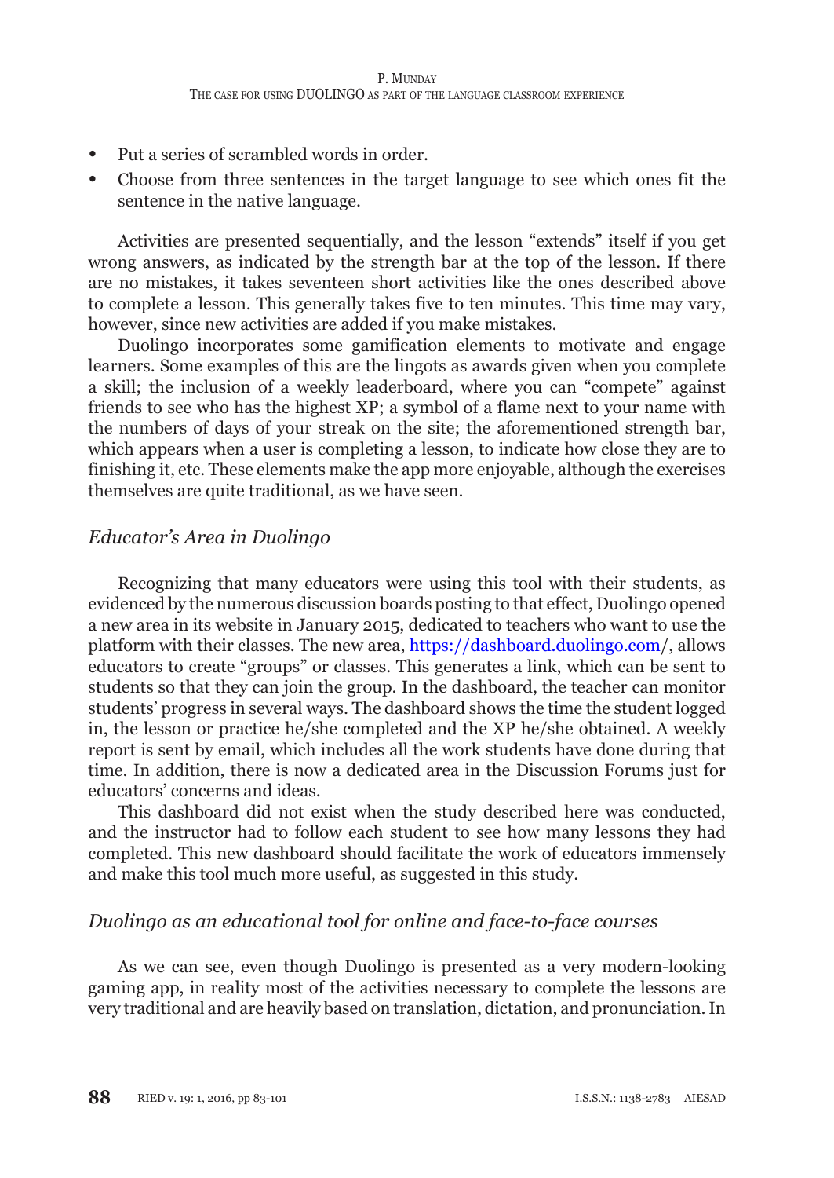- Put a series of scrambled words in order.
- Choose from three sentences in the target language to see which ones fit the sentence in the native language.

Activities are presented sequentially, and the lesson “extends” itself if you get wrong answers, as indicated by the strength bar at the top of the lesson. If there are no mistakes, it takes seventeen short activities like the ones described above to complete a lesson. This generally takes five to ten minutes. This time may vary, however, since new activities are added if you make mistakes.

Duolingo incorporates some gamification elements to motivate and engage learners. Some examples of this are the lingots as awards given when you complete a skill; the inclusion of a weekly leaderboard, where you can “compete” against friends to see who has the highest XP; a symbol of a flame next to your name with the numbers of days of your streak on the site; the aforementioned strength bar, which appears when a user is completing a lesson, to indicate how close they are to finishing it, etc. These elements make the app more enjoyable, although the exercises themselves are quite traditional, as we have seen.

### *Educator’s Area in Duolingo*

Recognizing that many educators were using this tool with their students, as evidenced by the numerous discussion boards posting to that effect, Duolingo opened a new area in its website in January 2015, dedicated to teachers who want to use the platform with their classes. The new area, https://dashboard.duolingo.com/, allows educators to create “groups” or classes. This generates a link, which can be sent to students so that they can join the group. In the dashboard, the teacher can monitor students’ progress in several ways. The dashboard shows the time the student logged in, the lesson or practice he/she completed and the XP he/she obtained. A weekly report is sent by email, which includes all the work students have done during that time. In addition, there is now a dedicated area in the Discussion Forums just for educators’ concerns and ideas.

This dashboard did not exist when the study described here was conducted, and the instructor had to follow each student to see how many lessons they had completed. This new dashboard should facilitate the work of educators immensely and make this tool much more useful, as suggested in this study.

### *Duolingo as an educational tool for online and face-to-face courses*

As we can see, even though Duolingo is presented as a very modern-looking gaming app, in reality most of the activities necessary to complete the lessons are very traditional and are heavily based on translation, dictation, and pronunciation. In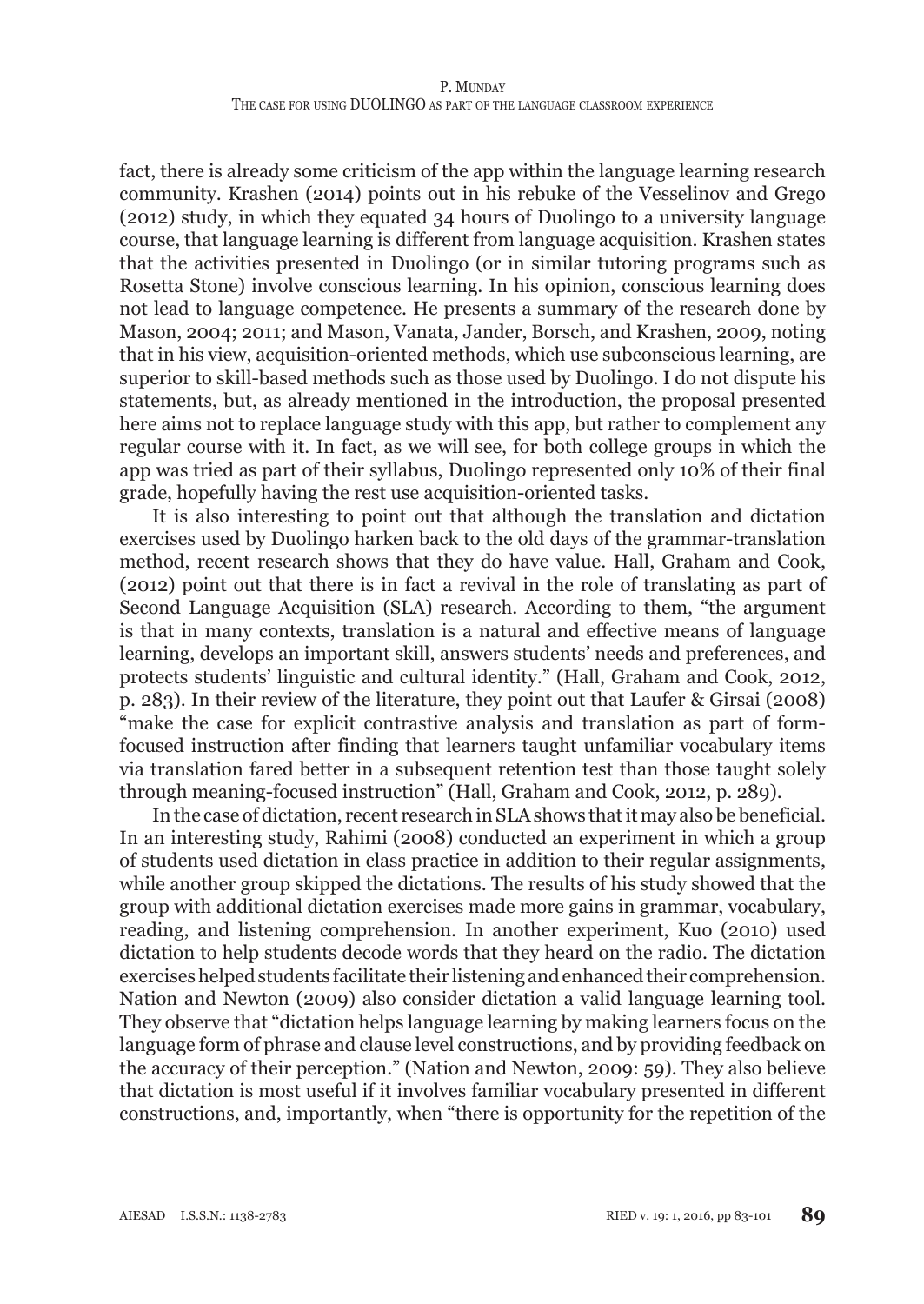fact, there is already some criticism of the app within the language learning research community. Krashen (2014) points out in his rebuke of the Vesselinov and Grego (2012) study, in which they equated 34 hours of Duolingo to a university language course, that language learning is different from language acquisition. Krashen states that the activities presented in Duolingo (or in similar tutoring programs such as Rosetta Stone) involve conscious learning. In his opinion, conscious learning does not lead to language competence. He presents a summary of the research done by Mason, 2004; 2011; and Mason, Vanata, Jander, Borsch, and Krashen, 2009, noting that in his view, acquisition-oriented methods, which use subconscious learning, are superior to skill-based methods such as those used by Duolingo. I do not dispute his statements, but, as already mentioned in the introduction, the proposal presented here aims not to replace language study with this app, but rather to complement any regular course with it. In fact, as we will see, for both college groups in which the app was tried as part of their syllabus, Duolingo represented only 10% of their final grade, hopefully having the rest use acquisition-oriented tasks.

It is also interesting to point out that although the translation and dictation exercises used by Duolingo harken back to the old days of the grammar-translation method, recent research shows that they do have value. Hall, Graham and Cook, (2012) point out that there is in fact a revival in the role of translating as part of Second Language Acquisition (SLA) research. According to them, "the argument is that in many contexts, translation is a natural and effective means of language learning, develops an important skill, answers students' needs and preferences, and protects students' linguistic and cultural identity." (Hall, Graham and Cook, 2012, p. 283). In their review of the literature, they point out that Laufer & Girsai (2008) "make the case for explicit contrastive analysis and translation as part of form-focused instruction after finding that learners taught unfamiliar vocabulary items via translation fared better in a subsequent retention test than those taught solely through meaning-focused instruction" (Hall, Graham and Cook, 2012, p. 289).

In the case of dictation, recent research in SLA shows that it may also be beneficial. In an interesting study, Rahimi (2008) conducted an experiment in which a group of students used dictation in class practice in addition to their regular assignments, while another group skipped the dictations. The results of his study showed that the group with additional dictation exercises made more gains in grammar, vocabulary, reading, and listening comprehension. In another experiment, Kuo (2010) used dictation to help students decode words that they heard on the radio. The dictation exercises helped students facilitate their listening and enhanced their comprehension. Nation and Newton (2009) also consider dictation a valid language learning tool. They observe that "dictation helps language learning by making learners focus on the language form of phrase and clause level constructions, and by providing feedback on the accuracy of their perception." (Nation and Newton, 2009: 59). They also believe that dictation is most useful if it involves familiar vocabulary presented in different constructions, and, importantly, when "there is opportunity for the repetition of the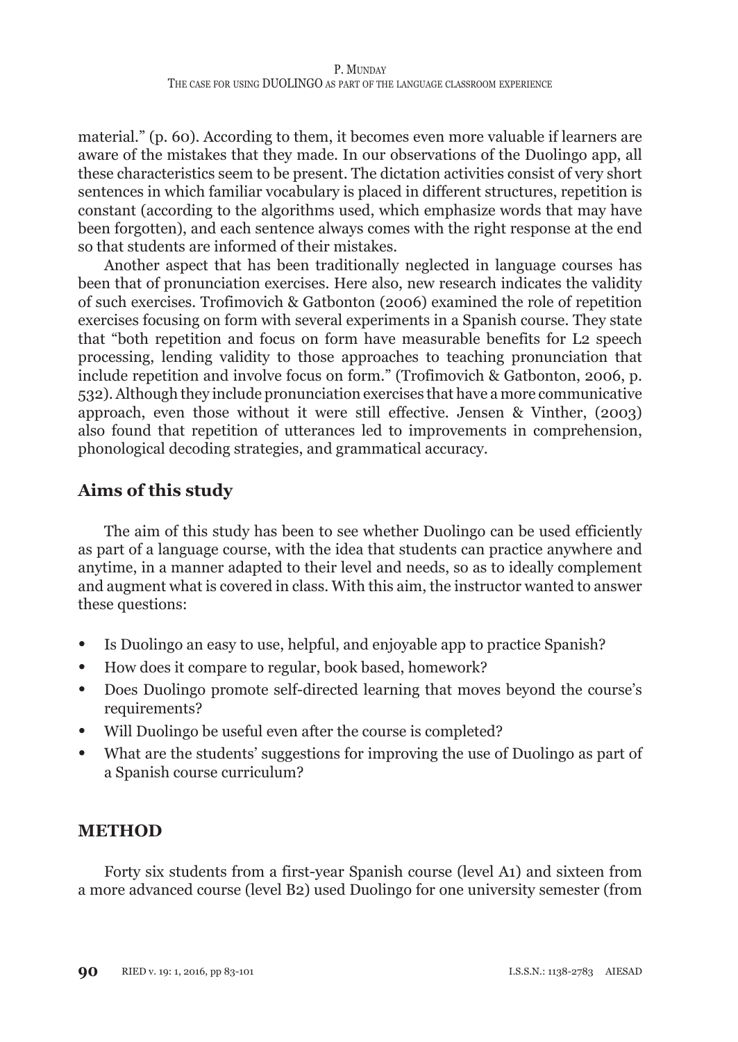material." (p. 60). According to them, it becomes even more valuable if learners are aware of the mistakes that they made. In our observations of the Duolingo app, all these characteristics seem to be present. The dictation activities consist of very short sentences in which familiar vocabulary is placed in different structures, repetition is constant (according to the algorithms used, which emphasize words that may have been forgotten), and each sentence always comes with the right response at the end so that students are informed of their mistakes.

Another aspect that has been traditionally neglected in language courses has been that of pronunciation exercises. Here also, new research indicates the validity of such exercises. Trofimovich & Gatbonton (2006) examined the role of repetition exercises focusing on form with several experiments in a Spanish course. They state that "both repetition and focus on form have measurable benefits for L2 speech processing, lending validity to those approaches to teaching pronunciation that include repetition and involve focus on form." (Trofimovich & Gatbonton, 2006, p. 532). Although they include pronunciation exercises that have a more communicative approach, even those without it were still effective. Jensen & Vinther, (2003) also found that repetition of utterances led to improvements in comprehension, phonological decoding strategies, and grammatical accuracy.

## Aims of this study

The aim of this study has been to see whether Duolingo can be used efficiently as part of a language course, with the idea that students can practice anywhere and anytime, in a manner adapted to their level and needs, so as to ideally complement and augment what is covered in class. With this aim, the instructor wanted to answer these questions:

- Is Duolingo an easy to use, helpful, and enjoyable app to practice Spanish?
- How does it compare to regular, book based, homework?
- Does Duolingo promote self-directed learning that moves beyond the course's requirements?
- Will Duolingo be useful even after the course is completed?
- What are the students' suggestions for improving the use of Duolingo as part of a Spanish course curriculum?

## METHOD

Forty six students from a first-year Spanish course (level A1) and sixteen from a more advanced course (level B2) used Duolingo for one university semester (from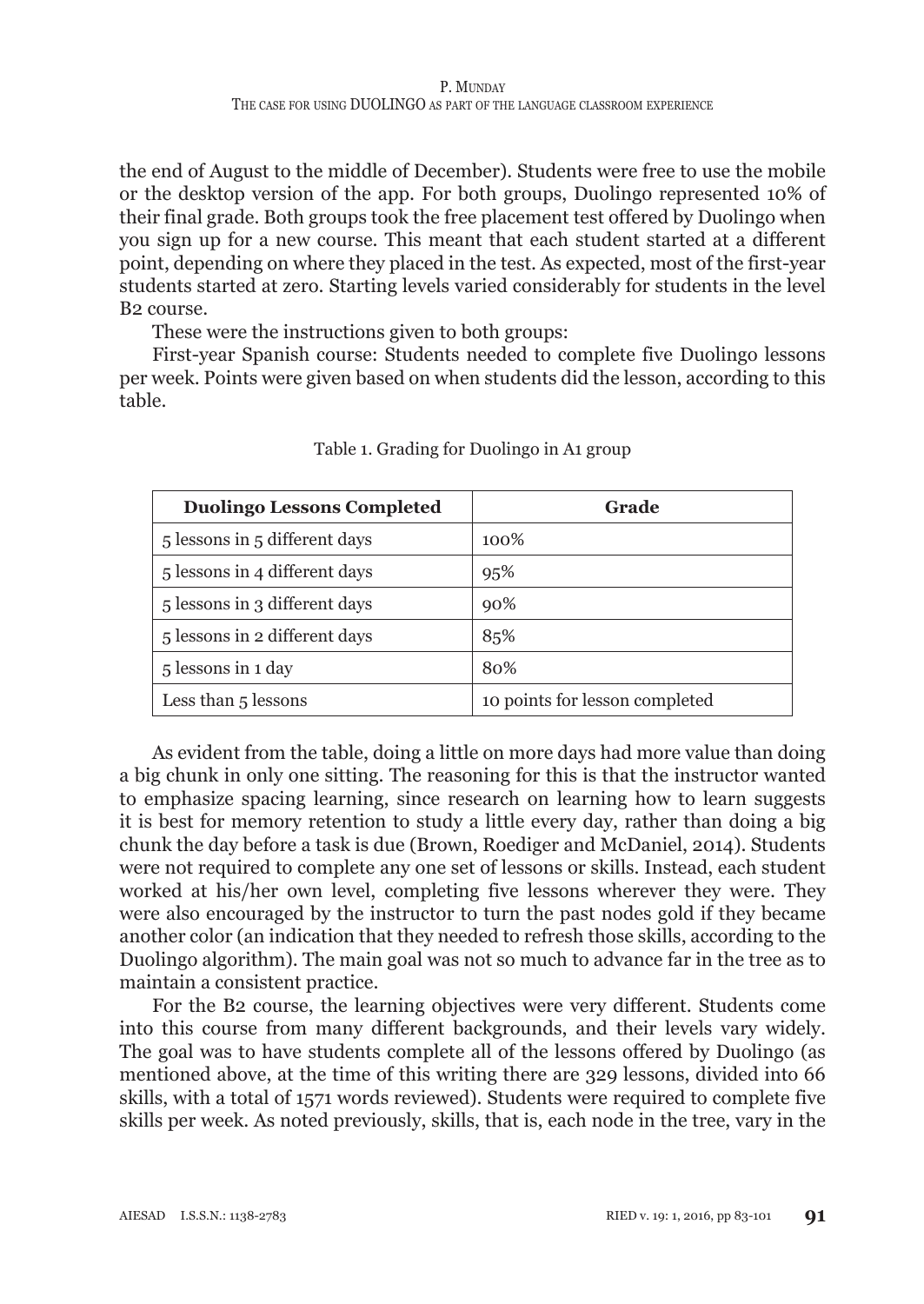the end of August to the middle of December). Students were free to use the mobile or the desktop version of the app. For both groups, Duolingo represented 10% of their final grade. Both groups took the free placement test offered by Duolingo when you sign up for a new course. This meant that each student started at a different point, depending on where they placed in the test. As expected, most of the first-year students started at zero. Starting levels varied considerably for students in the level B2 course.

These were the instructions given to both groups:

First-year Spanish course: Students needed to complete five Duolingo lessons per week. Points were given based on when students did the lesson, according to this table.

Table 1. Grading for Duolingo in A1 group

| **Duolingo Lessons Completed** | **Grade** |
| --- | --- |
| 5 lessons in 5 different days | 100% |
| 5 lessons in 4 different days | 95% |
| 5 lessons in 3 different days | 90% |
| 5 lessons in 2 different days | 85% |
| 5 lessons in 1 day | 80% |
| Less than 5 lessons | 10 points for lesson completed |

As evident from the table, doing a little on more days had more value than doing a big chunk in only one sitting. The reasoning for this is that the instructor wanted to emphasize spacing learning, since research on learning how to learn suggests it is best for memory retention to study a little every day, rather than doing a big chunk the day before a task is due (Brown, Roediger and McDaniel, 2014). Students were not required to complete any one set of lessons or skills. Instead, each student worked at his/her own level, completing five lessons wherever they were. They were also encouraged by the instructor to turn the past nodes gold if they became another color (an indication that they needed to refresh those skills, according to the Duolingo algorithm). The main goal was not so much to advance far in the tree as to maintain a consistent practice.

For the B2 course, the learning objectives were very different. Students come into this course from many different backgrounds, and their levels vary widely. The goal was to have students complete all of the lessons offered by Duolingo (as mentioned above, at the time of this writing there are 329 lessons, divided into 66 skills, with a total of 1571 words reviewed). Students were required to complete five skills per week. As noted previously, skills, that is, each node in the tree, vary in the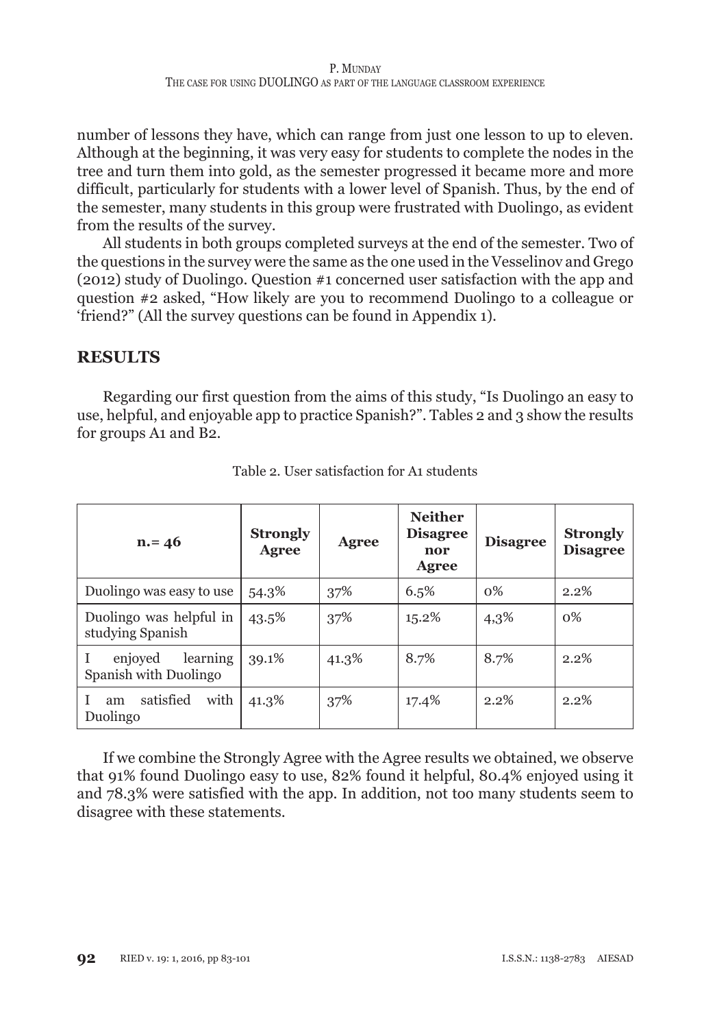number of lessons they have, which can range from just one lesson to up to eleven. Although at the beginning, it was very easy for students to complete the nodes in the tree and turn them into gold, as the semester progressed it became more and more difficult, particularly for students with a lower level of Spanish. Thus, by the end of the semester, many students in this group were frustrated with Duolingo, as evident from the results of the survey.

All students in both groups completed surveys at the end of the semester. Two of the questions in the survey were the same as the one used in the Vesselinov and Grego (2012) study of Duolingo. Question #1 concerned user satisfaction with the app and question #2 asked, "How likely are you to recommend Duolingo to a colleague or 'friend?" (All the survey questions can be found in Appendix 1).

## RESULTS

Regarding our first question from the aims of this study, "Is Duolingo an easy to use, helpful, and enjoyable app to practice Spanish?". Tables 2 and 3 show the results for groups A1 and B2.

Table 2. User satisfaction for A1 students

| n.= 46 | Strongly Agree | Agree | Neither Disagree nor Agree | Disagree | Strongly Disagree |
|---|---|---|---|---|---|
| Duolingo was easy to use | 54.3% | 37% | 6.5% | 0% | 2.2% |
| Duolingo was helpful in studying Spanish | 43.5% | 37% | 15.2% | 4,3% | 0% |
| I enjoyed learning Spanish with Duolingo | 39.1% | 41.3% | 8.7% | 8.7% | 2.2% |
| I am satisfied with Duolingo | 41.3% | 37% | 17.4% | 2.2% | 2.2% |

If we combine the Strongly Agree with the Agree results we obtained, we observe that 91% found Duolingo easy to use, 82% found it helpful, 80.4% enjoyed using it and 78.3% were satisfied with the app. In addition, not too many students seem to disagree with these statements.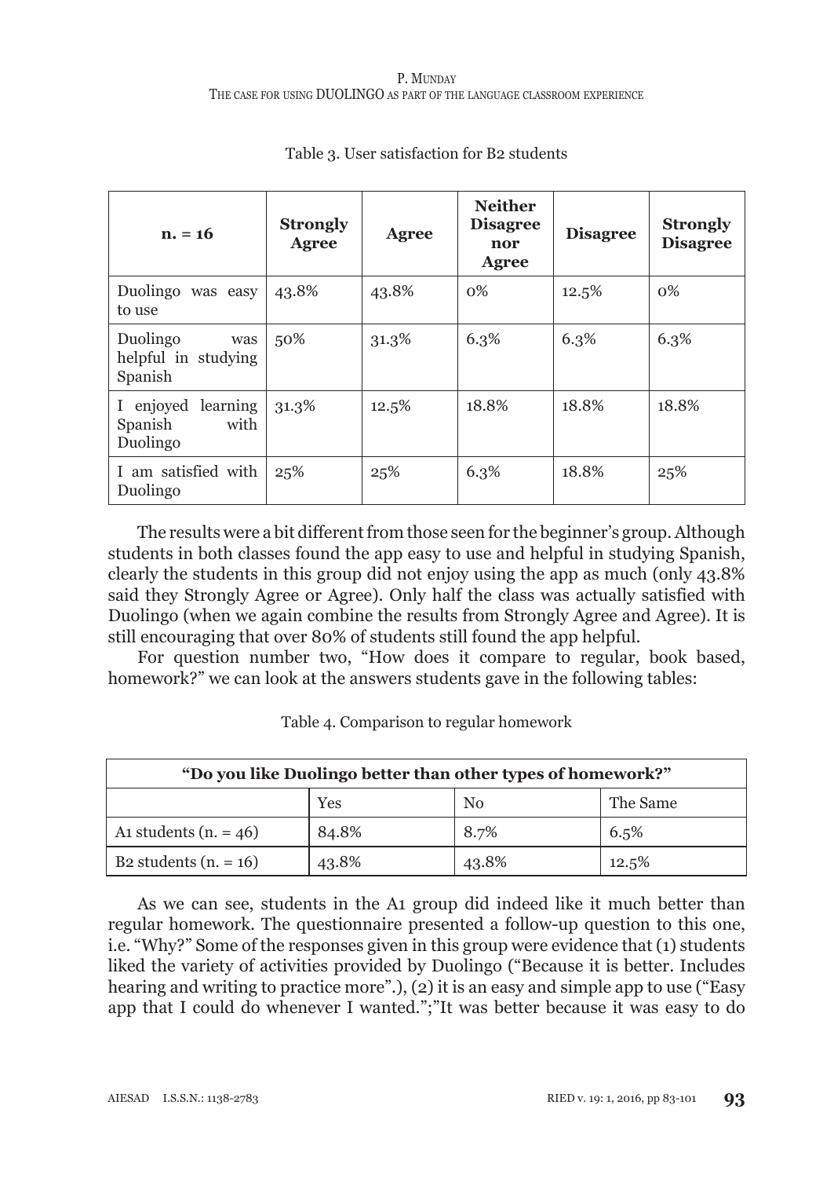Table 3. User satisfaction for B2 students

| n. = 16 | Strongly Agree | Agree | Neither Disagree nor Agree | Disagree | Strongly Disagree |
|---|---|---|---|---|---|
| Duolingo was easy to use | 43.8% | 43.8% | 0% | 12.5% | 0% |
| Duolingo was helpful in studying Spanish | 50% | 31.3% | 6.3% | 6.3% | 6.3% |
| I enjoyed learning Spanish with Duolingo | 31.3% | 12.5% | 18.8% | 18.8% | 18.8% |
| I am satisfied with Duolingo | 25% | 25% | 6.3% | 18.8% | 25% |

The results were a bit different from those seen for the beginner's group. Although students in both classes found the app easy to use and helpful in studying Spanish, clearly the students in this group did not enjoy using the app as much (only 43.8% said they Strongly Agree or Agree). Only half the class was actually satisfied with Duolingo (when we again combine the results from Strongly Agree and Agree). It is still encouraging that over 80% of students still found the app helpful.

For question number two, "How does it compare to regular, book based, homework?" we can look at the answers students gave in the following tables:

Table 4. Comparison to regular homework

| "Do you like Duolingo better than other types of homework?" | | | |
|---|---|---|---|
| | Yes | No | The Same |
| A1 students (n. = 46) | 84.8% | 8.7% | 6.5% |
| B2 students (n. = 16) | 43.8% | 43.8% | 12.5% |

As we can see, students in the A1 group did indeed like it much better than regular homework. The questionnaire presented a follow-up question to this one, i.e. "Why?" Some of the responses given in this group were evidence that (1) students liked the variety of activities provided by Duolingo ("Because it is better. Includes hearing and writing to practice more".), (2) it is an easy and simple app to use ("Easy app that I could do whenever I wanted.";"It was better because it was easy to do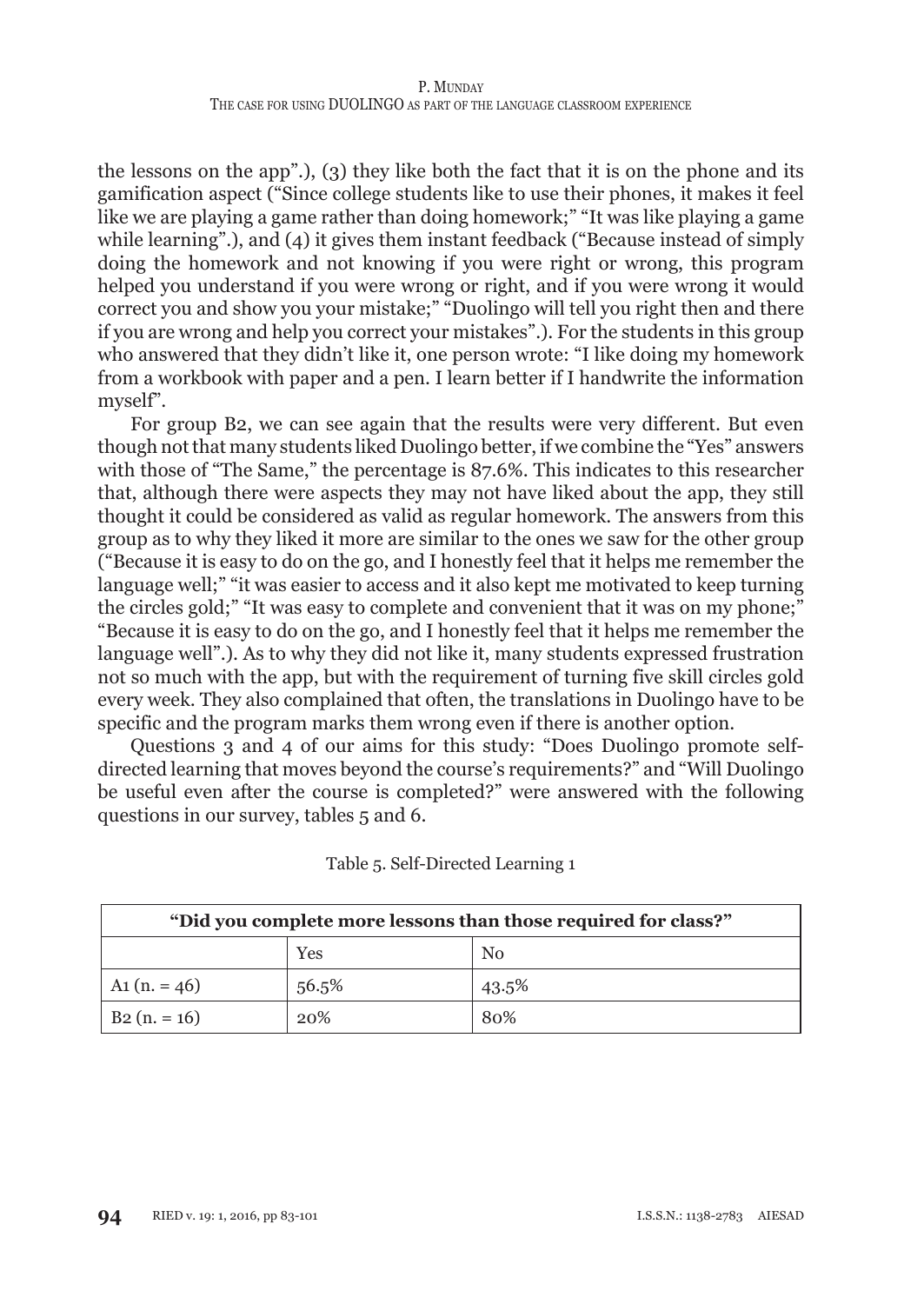the lessons on the app".), (3) they like both the fact that it is on the phone and its gamification aspect ("Since college students like to use their phones, it makes it feel like we are playing a game rather than doing homework;" "It was like playing a game while learning".), and (4) it gives them instant feedback ("Because instead of simply doing the homework and not knowing if you were right or wrong, this program helped you understand if you were wrong or right, and if you were wrong it would correct you and show you your mistake;" "Duolingo will tell you right then and there if you are wrong and help you correct your mistakes".). For the students in this group who answered that they didn't like it, one person wrote: "I like doing my homework from a workbook with paper and a pen. I learn better if I handwrite the information myself".

For group B2, we can see again that the results were very different. But even though not that many students liked Duolingo better, if we combine the "Yes" answers with those of "The Same," the percentage is 87.6%. This indicates to this researcher that, although there were aspects they may not have liked about the app, they still thought it could be considered as valid as regular homework. The answers from this group as to why they liked it more are similar to the ones we saw for the other group ("Because it is easy to do on the go, and I honestly feel that it helps me remember the language well;" "it was easier to access and it also kept me motivated to keep turning the circles gold;" "It was easy to complete and convenient that it was on my phone;" "Because it is easy to do on the go, and I honestly feel that it helps me remember the language well".). As to why they did not like it, many students expressed frustration not so much with the app, but with the requirement of turning five skill circles gold every week. They also complained that often, the translations in Duolingo have to be specific and the program marks them wrong even if there is another option.

Questions 3 and 4 of our aims for this study: "Does Duolingo promote self-directed learning that moves beyond the course's requirements?" and "Will Duolingo be useful even after the course is completed?" were answered with the following questions in our survey, tables 5 and 6.

Table 5. Self-Directed Learning 1

| **"Did you complete more lessons than those required for class?"** | | |
|---|---|---|
| | Yes | No |
| A1 (n. = 46) | 56.5% | 43.5% |
| B2 (n. = 16) | 20% | 80% |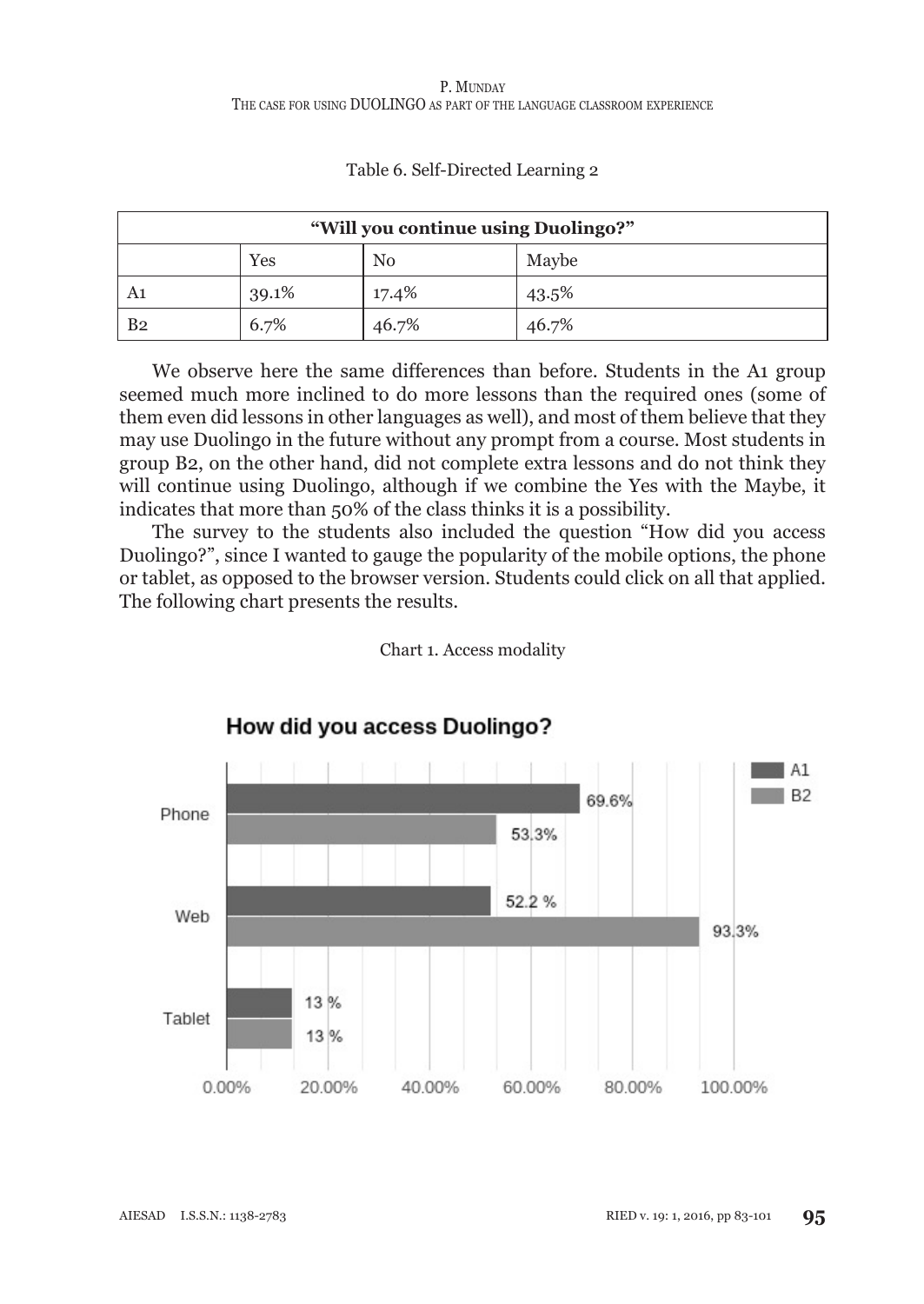Table 6. Self-Directed Learning 2

| "Will you continue using Duolingo?" | | | |
|---|---|---|---|
| | Yes | No | Maybe |
| A1 | 39.1% | 17.4% | 43.5% |
| B2 | 6.7% | 46.7% | 46.7% |

We observe here the same differences than before. Students in the A1 group seemed much more inclined to do more lessons than the required ones (some of them even did lessons in other languages as well), and most of them believe that they may use Duolingo in the future without any prompt from a course. Most students in group B2, on the other hand, did not complete extra lessons and do not think they will continue using Duolingo, although if we combine the Yes with the Maybe, it indicates that more than 50% of the class thinks it is a possibility.

The survey to the students also included the question "How did you access Duolingo?", since I wanted to gauge the popularity of the mobile options, the phone or tablet, as opposed to the browser version. Students could click on all that applied. The following chart presents the results.

Chart 1. Access modality

**How did you access Duolingo?**

| | A1 | B2 |
|---|---|---|
| Phone | 69.6% | 53.3% |
| Web | 52.2 % | 93.3% |
| Tablet | 13 % | 13 % |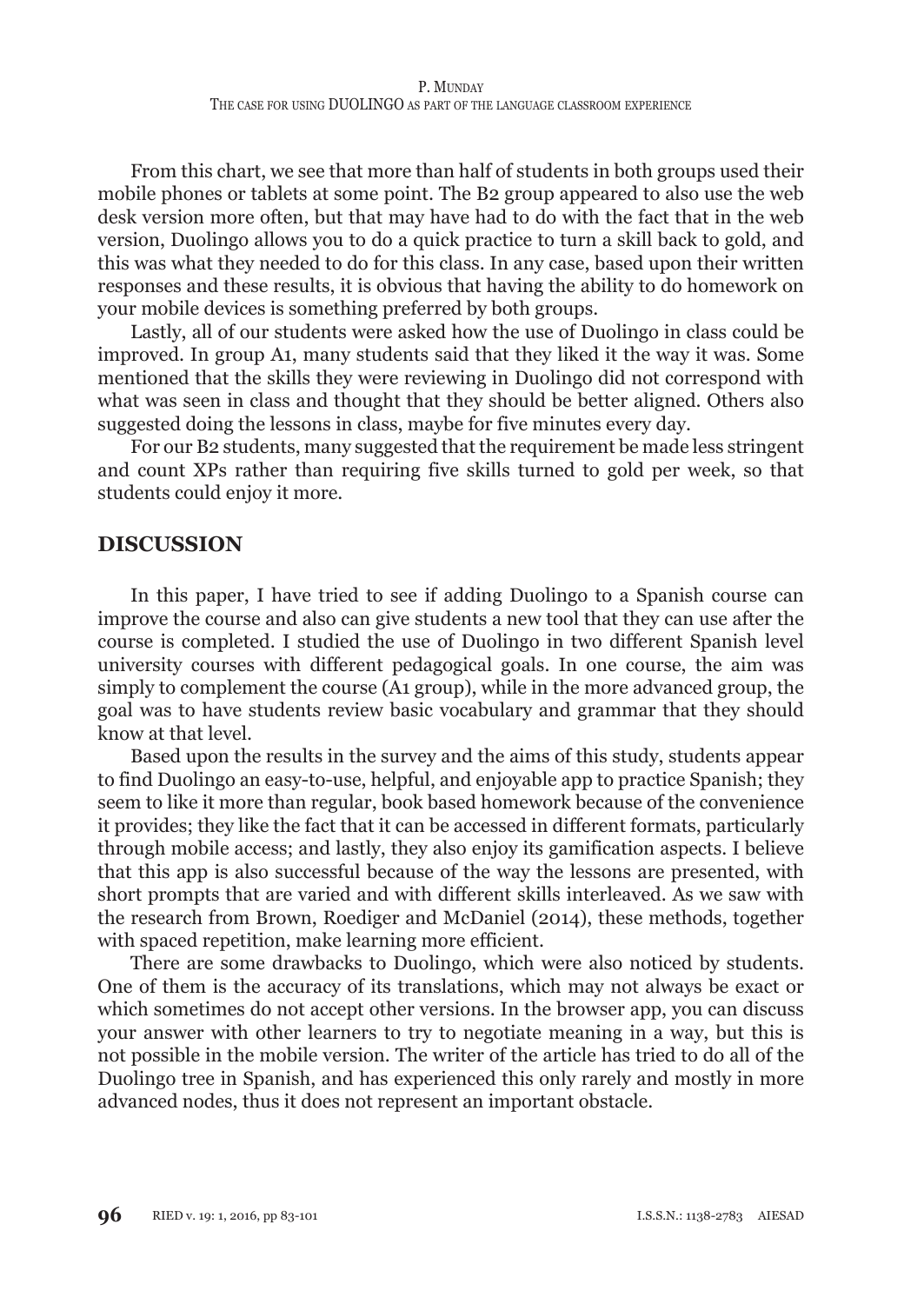From this chart, we see that more than half of students in both groups used their mobile phones or tablets at some point. The B2 group appeared to also use the web desk version more often, but that may have had to do with the fact that in the web version, Duolingo allows you to do a quick practice to turn a skill back to gold, and this was what they needed to do for this class. In any case, based upon their written responses and these results, it is obvious that having the ability to do homework on your mobile devices is something preferred by both groups.

Lastly, all of our students were asked how the use of Duolingo in class could be improved. In group A1, many students said that they liked it the way it was. Some mentioned that the skills they were reviewing in Duolingo did not correspond with what was seen in class and thought that they should be better aligned. Others also suggested doing the lessons in class, maybe for five minutes every day.

For our B2 students, many suggested that the requirement be made less stringent and count XPs rather than requiring five skills turned to gold per week, so that students could enjoy it more.

## DISCUSSION

In this paper, I have tried to see if adding Duolingo to a Spanish course can improve the course and also can give students a new tool that they can use after the course is completed. I studied the use of Duolingo in two different Spanish level university courses with different pedagogical goals. In one course, the aim was simply to complement the course (A1 group), while in the more advanced group, the goal was to have students review basic vocabulary and grammar that they should know at that level.

Based upon the results in the survey and the aims of this study, students appear to find Duolingo an easy-to-use, helpful, and enjoyable app to practice Spanish; they seem to like it more than regular, book based homework because of the convenience it provides; they like the fact that it can be accessed in different formats, particularly through mobile access; and lastly, they also enjoy its gamification aspects. I believe that this app is also successful because of the way the lessons are presented, with short prompts that are varied and with different skills interleaved. As we saw with the research from Brown, Roediger and McDaniel (2014), these methods, together with spaced repetition, make learning more efficient.

There are some drawbacks to Duolingo, which were also noticed by students. One of them is the accuracy of its translations, which may not always be exact or which sometimes do not accept other versions. In the browser app, you can discuss your answer with other learners to try to negotiate meaning in a way, but this is not possible in the mobile version. The writer of the article has tried to do all of the Duolingo tree in Spanish, and has experienced this only rarely and mostly in more advanced nodes, thus it does not represent an important obstacle.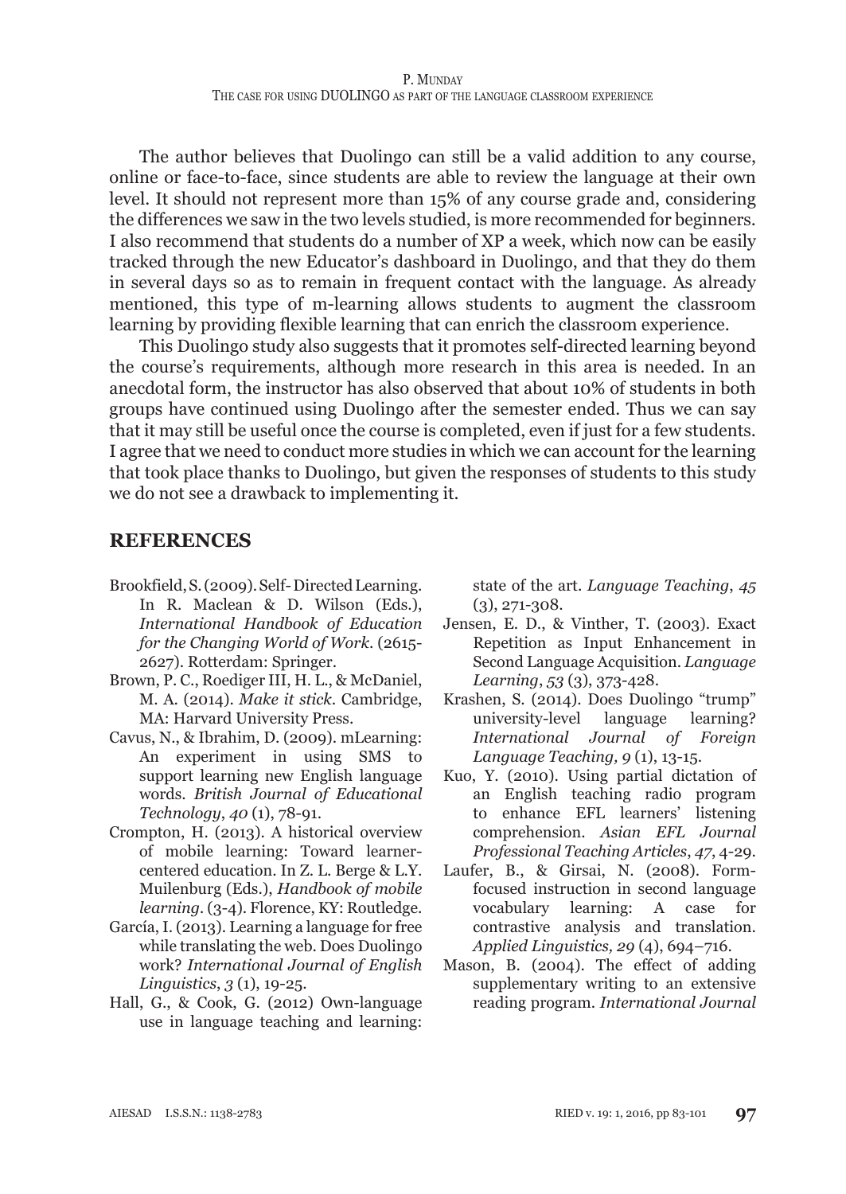The author believes that Duolingo can still be a valid addition to any course, online or face-to-face, since students are able to review the language at their own level. It should not represent more than 15% of any course grade and, considering the differences we saw in the two levels studied, is more recommended for beginners. I also recommend that students do a number of XP a week, which now can be easily tracked through the new Educator's dashboard in Duolingo, and that they do them in several days so as to remain in frequent contact with the language. As already mentioned, this type of m-learning allows students to augment the classroom learning by providing flexible learning that can enrich the classroom experience.

This Duolingo study also suggests that it promotes self-directed learning beyond the course's requirements, although more research in this area is needed. In an anecdotal form, the instructor has also observed that about 10% of students in both groups have continued using Duolingo after the semester ended. Thus we can say that it may still be useful once the course is completed, even if just for a few students. I agree that we need to conduct more studies in which we can account for the learning that took place thanks to Duolingo, but given the responses of students to this study we do not see a drawback to implementing it.

## REFERENCES

Brookfield, S. (2009). Self- Directed Learning. In R. Maclean & D. Wilson (Eds.), *International Handbook of Education for the Changing World of Work*. (2615-2627). Rotterdam: Springer.

Brown, P. C., Roediger III, H. L., & McDaniel, M. A. (2014). *Make it stick*. Cambridge, MA: Harvard University Press.

Cavus, N., & Ibrahim, D. (2009). mLearning: An experiment in using SMS to support learning new English language words. *British Journal of Educational Technology*, *40* (1), 78-91.

Crompton, H. (2013). A historical overview of mobile learning: Toward learner-centered education. In Z. L. Berge & L.Y. Muilenburg (Eds.), *Handbook of mobile learning*. (3-4). Florence, KY: Routledge.

García, I. (2013). Learning a language for free while translating the web. Does Duolingo work? *International Journal of English Linguistics*, *3* (1), 19-25.

Hall, G., & Cook, G. (2012) Own-language use in language teaching and learning: state of the art. *Language Teaching*, *45* (3), 271-308.

Jensen, E. D., & Vinther, T. (2003). Exact Repetition as Input Enhancement in Second Language Acquisition. *Language Learning*, *53* (3), 373-428.

Krashen, S. (2014). Does Duolingo "trump" university-level language learning? *International Journal of Foreign Language Teaching, 9* (1), 13-15.

Kuo, Y. (2010). Using partial dictation of an English teaching radio program to enhance EFL learners' listening comprehension. *Asian EFL Journal Professional Teaching Articles*, *47*, 4-29.

Laufer, B., & Girsai, N. (2008). Form-focused instruction in second language vocabulary learning: A case for contrastive analysis and translation. *Applied Linguistics, 29* (4), 694–716.

Mason, B. (2004). The effect of adding supplementary writing to an extensive reading program. *International Journal*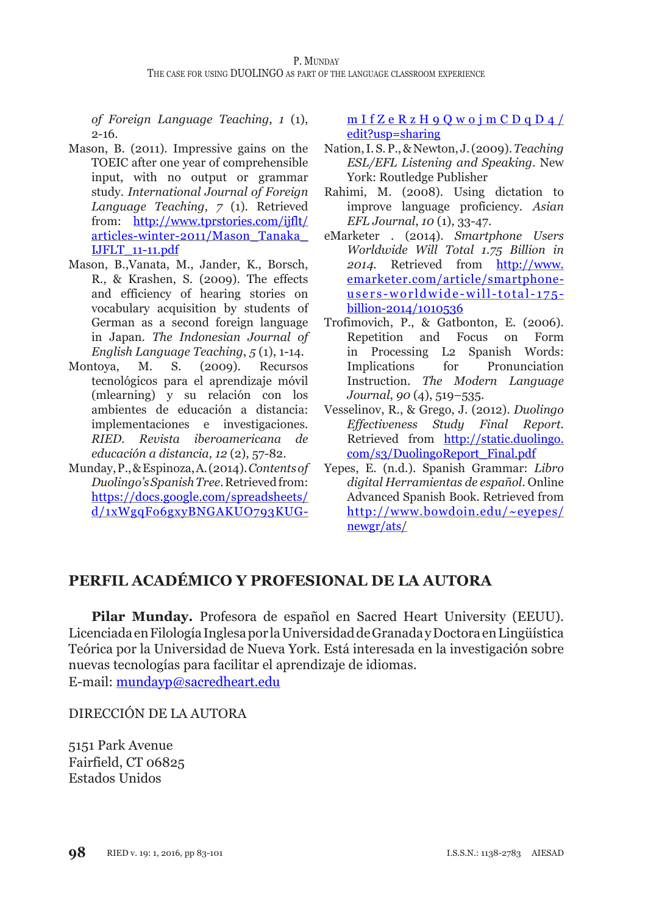*of Foreign Language Teaching*, *1* (1), 2-16.

Mason, B. (2011). Impressive gains on the TOEIC after one year of comprehensible input, with no output or grammar study. *International Journal of Foreign Language Teaching, 7* (1). Retrieved from: http://www.tprstories.com/ijflt/articles-winter-2011/Mason_Tanaka_IJFLT_11-11.pdf

Mason, B.,Vanata, M., Jander, K., Borsch, R., & Krashen, S. (2009). The effects and efficiency of hearing stories on vocabulary acquisition by students of German as a second foreign language in Japan. *The Indonesian Journal of English Language Teaching*, *5* (1), 1-14.

Montoya, M. S. (2009). Recursos tecnológicos para el aprendizaje móvil (mlearning) y su relación con los ambientes de educación a distancia: implementaciones e investigaciones. *RIED. Revista iberoamericana de educación a distancia, 12* (2), 57-82.

Munday, P., & Espinoza, A. (2014). *Contents of Duolingo's Spanish Tree*. Retrieved from: https://docs.google.com/spreadsheets/d/1xWgqFo6gxyBNGAKUO793KUG-mIfZeRzH9QwojmCDqD4/edit?usp=sharing

Nation, I. S. P., & Newton, J. (2009). *Teaching ESL/EFL Listening and Speaking*. New York: Routledge Publisher

Rahimi, M. (2008). Using dictation to improve language proficiency. *Asian EFL Journal*, *10* (1), 33-47.

eMarketer . (2014). *Smartphone Users Worldwide Will Total 1.75 Billion in 2014.* Retrieved from http://www.emarketer.com/article/smartphone-users-worldwide-will-total-175-billion-2014/1010536

Trofimovich, P., & Gatbonton, E. (2006). Repetition and Focus on Form in Processing L2 Spanish Words: Implications for Pronunciation Instruction. *The Modern Language Journal*, *90* (4), 519–535.

Vesselinov, R., & Grego, J. (2012). *Duolingo Effectiveness Study Final Report*. Retrieved from http://static.duolingo.com/s3/DuolingoReport_Final.pdf

Yepes, E. (n.d.). Spanish Grammar: *Libro digital Herramientas de español*. Online Advanced Spanish Book. Retrieved from http://www.bowdoin.edu/~eyepes/newgr/ats/

## PERFIL ACADÉMICO Y PROFESIONAL DE LA AUTORA

**Pilar Munday.** Profesora de español en Sacred Heart University (EEUU). Licenciada en Filología Inglesa por la Universidad de Granada y Doctora en Lingüística Teórica por la Universidad de Nueva York. Está interesada en la investigación sobre nuevas tecnologías para facilitar el aprendizaje de idiomas.
E-mail: mundayp@sacredheart.edu

DIRECCIÓN DE LA AUTORA

5151 Park Avenue
Fairfield, CT 06825
Estados Unidos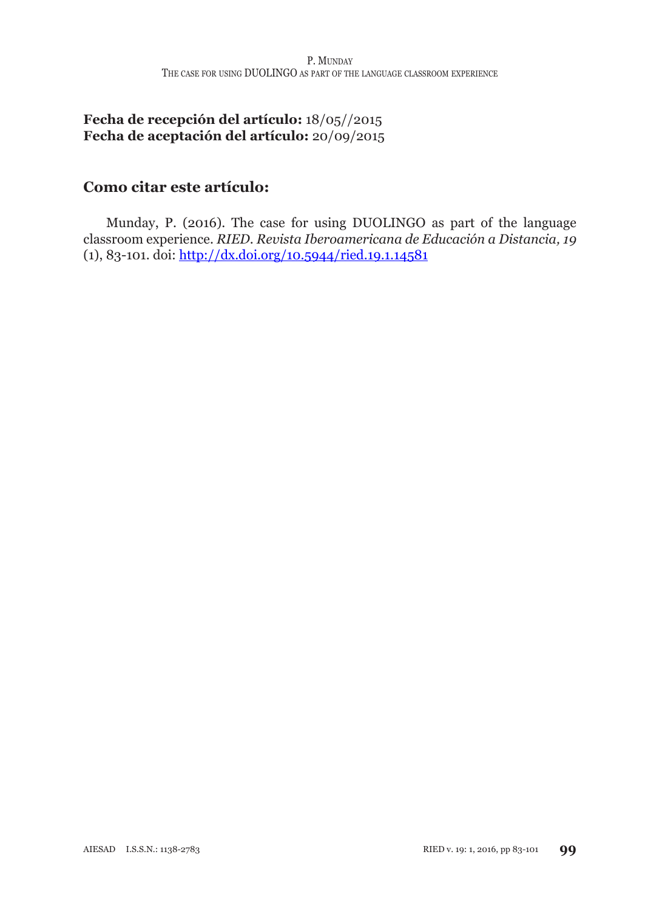**Fecha de recepción del artículo:** 18/05//2015
**Fecha de aceptación del artículo:** 20/09/2015

## Como citar este artículo:

Munday, P. (2016). The case for using DUOLINGO as part of the language classroom experience. *RIED. Revista Iberoamericana de Educación a Distancia, 19* (1), 83-101. doi: http://dx.doi.org/10.5944/ried.19.1.14581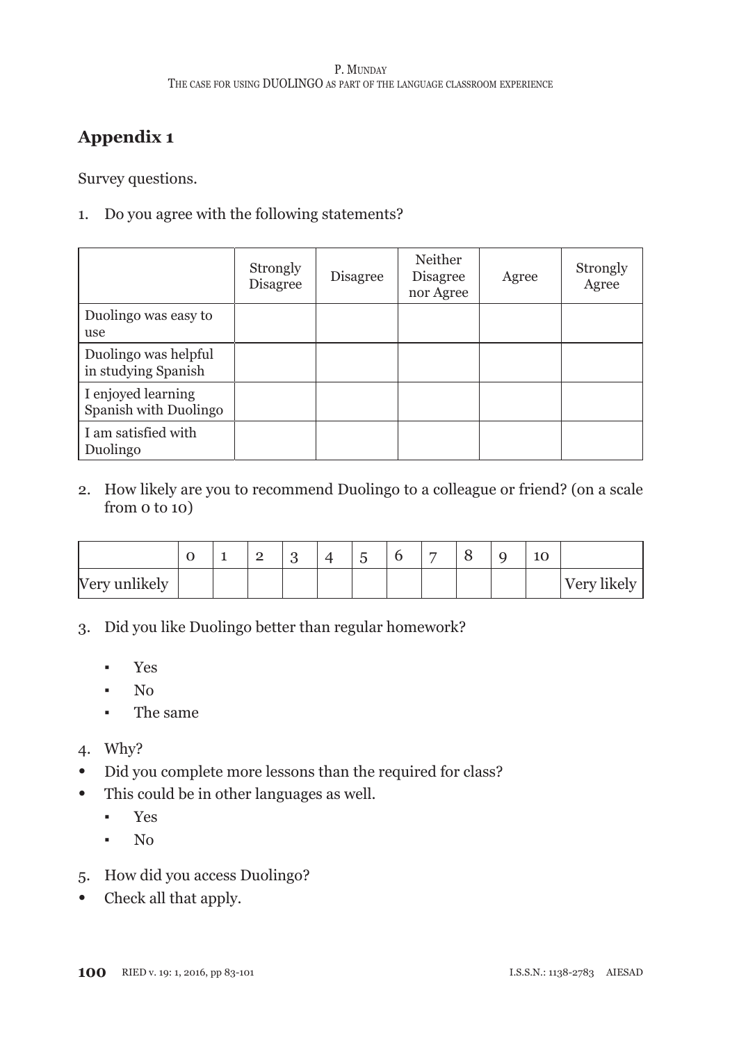## Appendix 1

Survey questions.

1. Do you agree with the following statements?

| | Strongly Disagree | Disagree | Neither Disagree nor Agree | Agree | Strongly Agree |
|---|---|---|---|---|---|
| Duolingo was easy to use | | | | | |
| Duolingo was helpful in studying Spanish | | | | | |
| I enjoyed learning Spanish with Duolingo | | | | | |
| I am satisfied with Duolingo | | | | | |

2. How likely are you to recommend Duolingo to a colleague or friend? (on a scale from 0 to 10)

| | 0 | 1 | 2 | 3 | 4 | 5 | 6 | 7 | 8 | 9 | 10 | |
|---|---|---|---|---|---|---|---|---|---|---|---|---|
| Very unlikely | | | | | | | | | | | | Very likely |

3. Did you like Duolingo better than regular homework?

    - Yes
    - No
    - The same

4. Why?

- Did you complete more lessons than the required for class?
- This could be in other languages as well.
    - Yes
    - No

5. How did you access Duolingo?

- Check all that apply.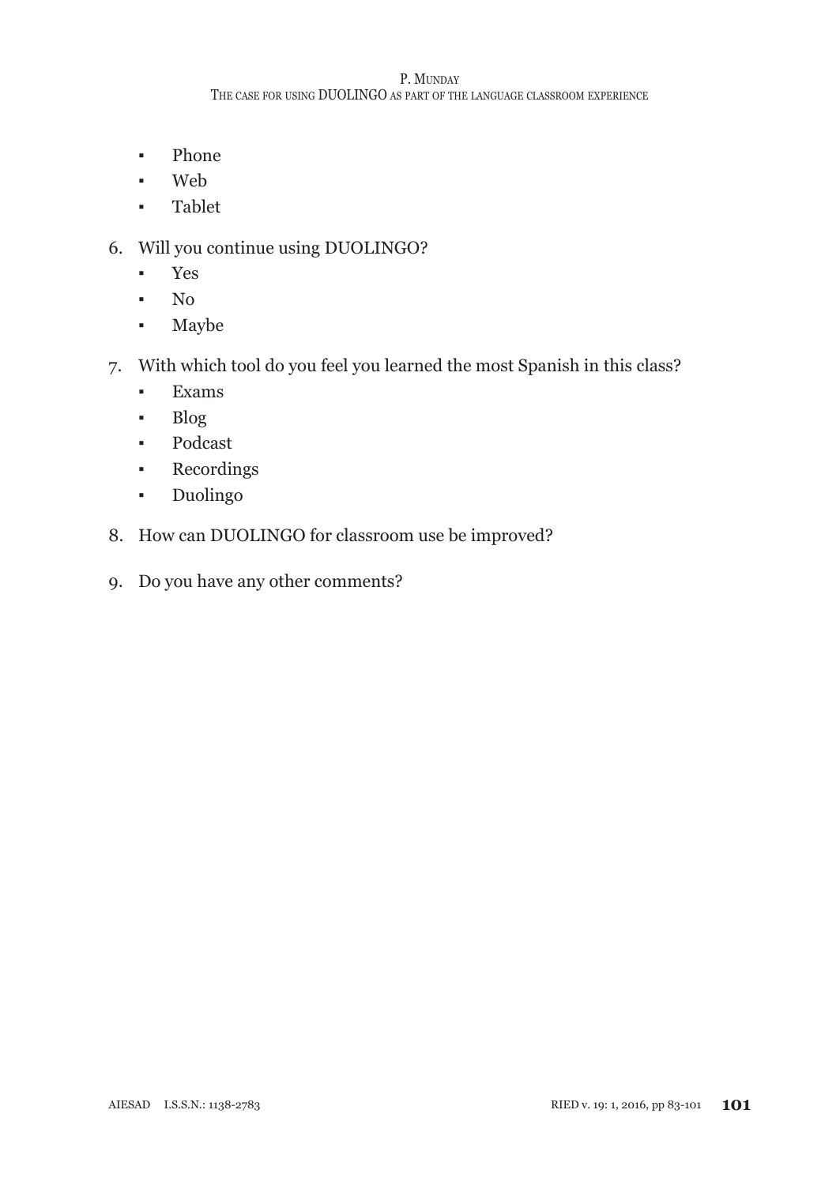- Phone
- Web
- Tablet

6. Will you continue using DUOLINGO?
   - Yes
   - No
   - Maybe

7. With which tool do you feel you learned the most Spanish in this class?
   - Exams
   - Blog
   - Podcast
   - Recordings
   - Duolingo

8. How can DUOLINGO for classroom use be improved?

9. Do you have any other comments?